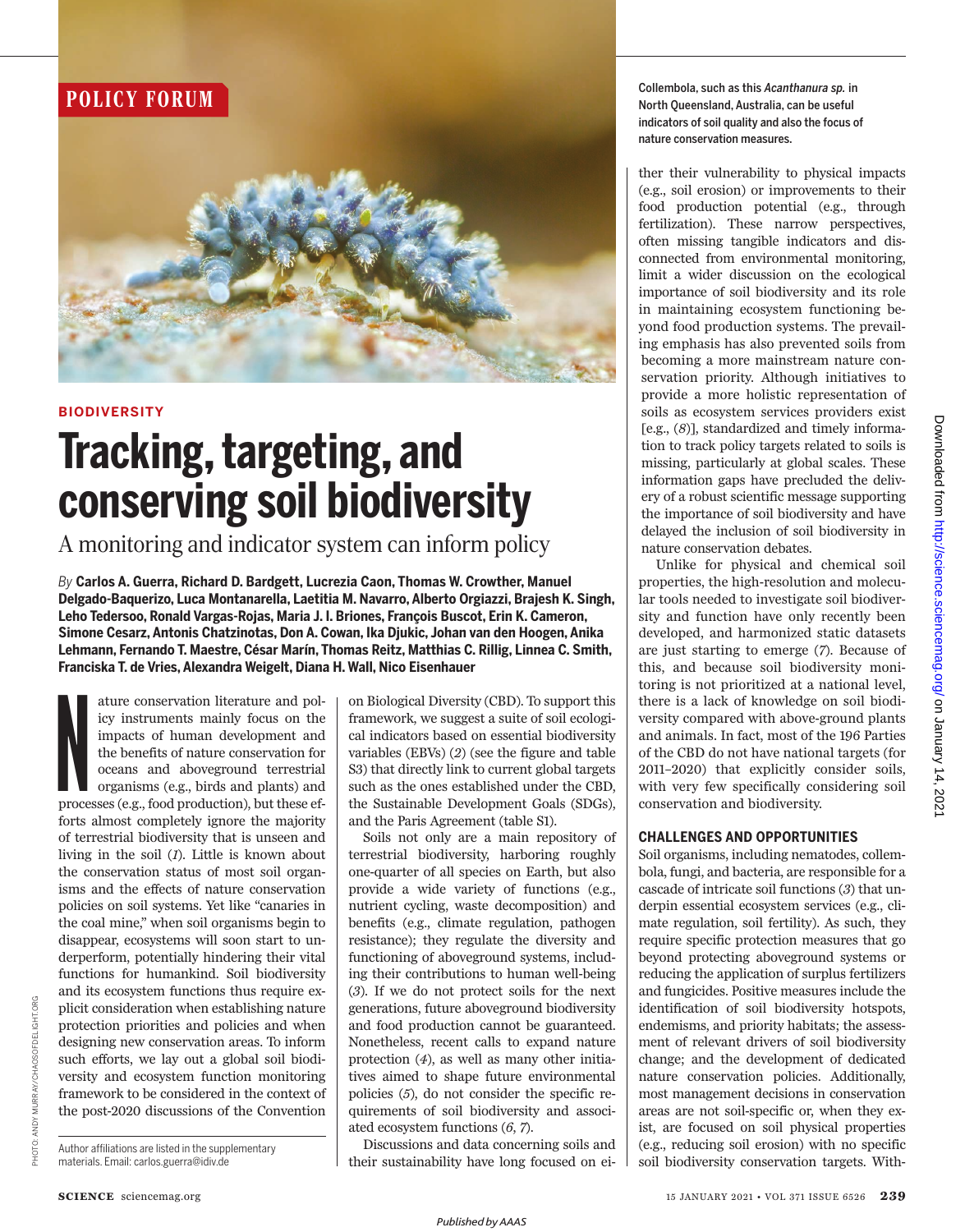POLICY FORUM

Collembola, such as this *Acanthanura sp.* in North Queensland, Australia, can be useful indicators of soil quality and also the focus of nature conservation measures.

BIODIVERSITY

# Tracking, targeting, and conserving soil biodiversity

## A monitoring and indicator system can inform policy

*By* **Carlos A. Guerra, Richard D. Bardgett, Lucrezia Caon, Thomas W. Crowther, Manuel Delgado-Baquerizo, Luca Montanarella, Laetitia M. Navarro, Alberto Orgiazzi, Brajesh K. Singh, Leho Tedersoo, Ronald Vargas-Rojas, Maria J. I. Briones, François Buscot, Erin K. Cameron, Simone Cesarz, Antonis Chatzinotas, Don A. Cowan, Ika Djukic, Johan van den Hoogen, Anika Lehmann, Fernando T. Maestre, César Marín, Thomas Reitz, Matthias C. Rillig, Linnea C. Smith, Franciska T. de Vries, Alexandra Weigelt, Diana H. Wall, Nico Eisenhauer**

Nature conservation literature and policy instruments mainly focus on the impacts of human development and the benefits of nature conservation for oceans and aboveground terrestrial organisms (e.g., birds and plants) and processes (e.g., food production), but these efforts almost completely ignore the majority of terrestrial biodiversity that is unseen and living in the soil (*1*). Little is known about the conservation status of most soil organisms and the effects of nature conservation policies on soil systems. Yet like "canaries in the coal mine," when soil organisms begin to disappear, ecosystems will soon start to underperform, potentially hindering their vital functions for humankind. Soil biodiversity and its ecosystem functions thus require explicit consideration when establishing nature protection priorities and policies and when designing new conservation areas. To inform such efforts, we lay out a global soil biodiversity and ecosystem function monitoring framework to be considered in the context of the post-2020 discussions of the Convention on Biological Diversity (CBD). To support this framework, we suggest a suite of soil ecological indicators based on essential biodiversity variables (EBVs) (*2*) (see the figure and table S3) that directly link to current global targets such as the ones established under the CBD, the Sustainable Development Goals (SDGs), and the Paris Agreement (table S1).

Soils not only are a main repository of terrestrial biodiversity, harboring roughly one-quarter of all species on Earth, but also provide a wide variety of functions (e.g., nutrient cycling, waste decomposition) and benefits (e.g., climate regulation, pathogen resistance); they regulate the diversity and functioning of aboveground systems, including their contributions to human well-being (*3*). If we do not protect soils for the next generations, future aboveground biodiversity and food production cannot be guaranteed. Nonetheless, recent calls to expand nature protection (*4*), as well as many other initiatives aimed to shape future environmental policies (*5*), do not consider the specific requirements of soil biodiversity and associated ecosystem functions (*6*, *7*).

Discussions and data concerning soils and their sustainability have long focused on either their vulnerability to physical impacts (e.g., soil erosion) or improvements to their food production potential (e.g., through fertilization). These narrow perspectives, often missing tangible indicators and disconnected from environmental monitoring, limit a wider discussion on the ecological importance of soil biodiversity and its role in maintaining ecosystem functioning beyond food production systems. The prevailing emphasis has also prevented soils from becoming a more mainstream nature conservation priority. Although initiatives to provide a more holistic representation of soils as ecosystem services providers exist [e.g., (*8*)], standardized and timely information to track policy targets related to soils is missing, particularly at global scales. These information gaps have precluded the delivery of a robust scientific message supporting the importance of soil biodiversity and have delayed the inclusion of soil biodiversity in nature conservation debates.

Unlike for physical and chemical soil properties, the high-resolution and molecular tools needed to investigate soil biodiversity and function have only recently been developed, and harmonized static datasets are just starting to emerge (*7*). Because of this, and because soil biodiversity monitoring is not prioritized at a national level, there is a lack of knowledge on soil biodiversity compared with above-ground plants and animals. In fact, most of the 196 Parties of the CBD do not have national targets (for 2011–2020) that explicitly consider soils, with very few specifically considering soil conservation and biodiversity.

### CHALLENGES AND OPPORTUNITIES

Soil organisms, including nematodes, collembola, fungi, and bacteria, are responsible for a cascade of intricate soil functions (*3*) that underpin essential ecosystem services (e.g., climate regulation, soil fertility). As such, they require specific protection measures that go beyond protecting aboveground systems or reducing the application of surplus fertilizers and fungicides. Positive measures include the identification of soil biodiversity hotspots, endemisms, and priority habitats; the assessment of relevant drivers of soil biodiversity change; and the development of dedicated nature conservation policies. Additionally, most management decisions in conservation areas are not soil-specific or, when they exist, are focused on soil physical properties (e.g., reducing soil erosion) with no specific soil biodiversity conservation targets. With-

Author affiliations are listed in the supplementary materials. Email: carlos.guerra@idiv.de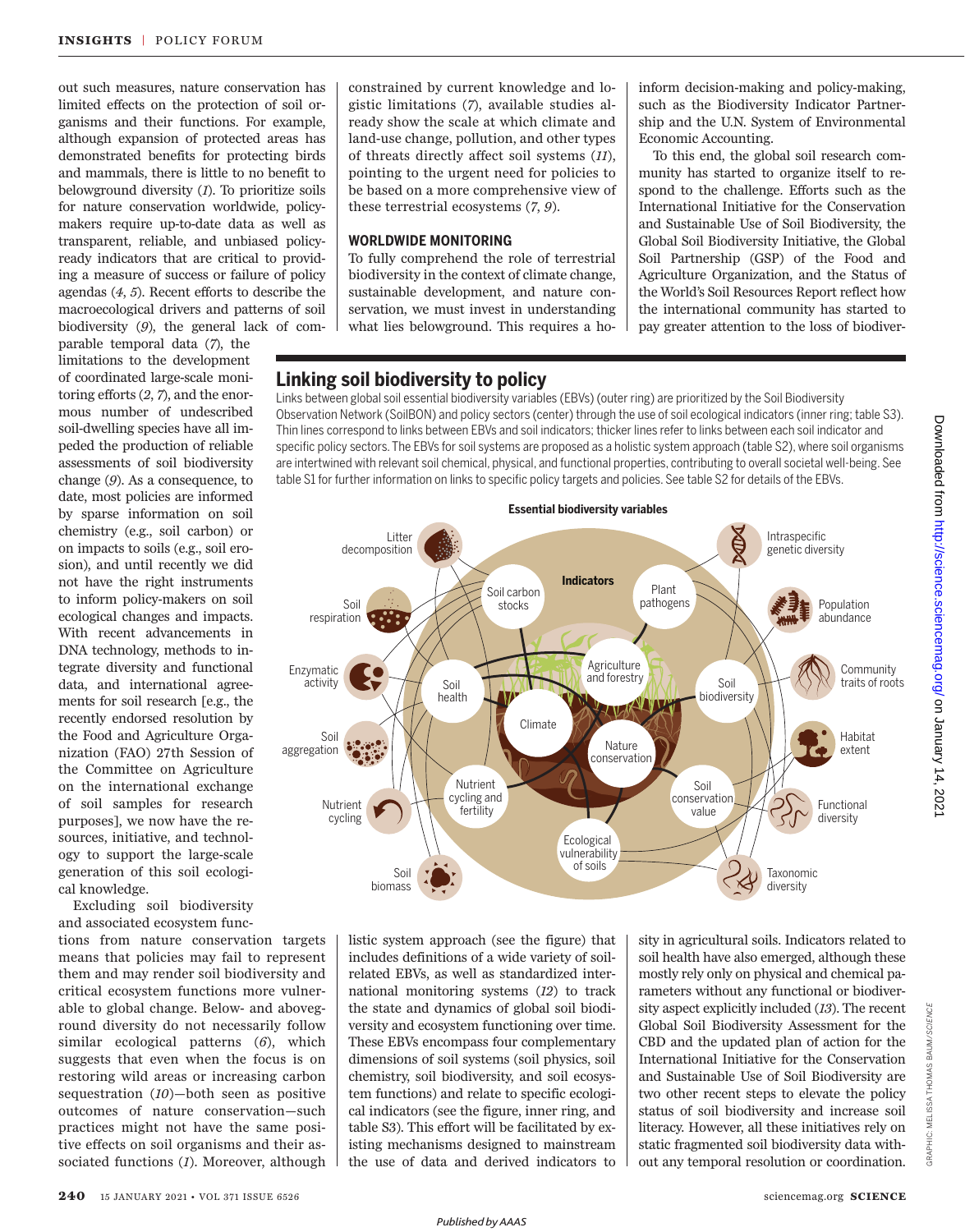out such measures, nature conservation has limited effects on the protection of soil organisms and their functions. For example, although expansion of protected areas has demonstrated benefits for protecting birds and mammals, there is little to no benefit to belowground diversity (*1*). To prioritize soils for nature conservation worldwide, policymakers require up-to-date data as well as transparent, reliable, and unbiased policy-ready indicators that are critical to providing a measure of success or failure of policy agendas (*4*, *5*). Recent efforts to describe the macroecological drivers and patterns of soil biodiversity (*9*), the general lack of comparable temporal data (*7*), the limitations to the development of coordinated large-scale monitoring efforts (*2*, *7*), and the enormous number of undescribed soil-dwelling species have all impeded the production of reliable assessments of soil biodiversity change (*9*). As a consequence, to date, most policies are informed by sparse information on soil chemistry (e.g., soil carbon) or on impacts to soils (e.g., soil erosion), and until recently we did not have the right instruments to inform policy-makers on soil ecological changes and impacts. With recent advancements in DNA technology, methods to integrate diversity and functional data, and international agreements for soil research [e.g., the recently endorsed resolution by the Food and Agriculture Organization (FAO) 27th Session of the Committee on Agriculture on the international exchange of soil samples for research purposes], we now have the resources, initiative, and technology to support the large-scale generation of this soil ecological knowledge.

Excluding soil biodiversity and associated ecosystem functions from nature conservation targets means that policies may fail to represent them and may render soil biodiversity and critical ecosystem functions more vulnerable to global change. Below- and aboveground diversity do not necessarily follow similar ecological patterns (*6*), which suggests that even when the focus is on restoring wild areas or increasing carbon sequestration (*10*)—both seen as positive outcomes of nature conservation—such practices might not have the same positive effects on soil organisms and their associated functions (*1*). Moreover, although constrained by current knowledge and logistic limitations (*7*), available studies already show the scale at which climate and land-use change, pollution, and other types of threats directly affect soil systems (*11*), pointing to the urgent need for policies to be based on a more comprehensive view of these terrestrial ecosystems (*7*, *9*).

## WORLDWIDE MONITORING

To fully comprehend the role of terrestrial biodiversity in the context of climate change, sustainable development, and nature conservation, we must invest in understanding what lies belowground. This requires a holistic system approach (see the figure) that includes definitions of a wide variety of soil-related EBVs, as well as standardized international monitoring systems (*12*) to track the state and dynamics of global soil biodiversity and ecosystem functioning over time. These EBVs encompass four complementary dimensions of soil systems (soil physics, soil chemistry, soil biodiversity, and soil ecosystem functions) and relate to specific ecological indicators (see the figure, inner ring, and table S3). This effort will be facilitated by existing mechanisms designed to mainstream the use of data and derived indicators to inform decision-making and policy-making, such as the Biodiversity Indicator Partnership and the U.N. System of Environmental Economic Accounting.

To this end, the global soil research community has started to organize itself to respond to the challenge. Efforts such as the International Initiative for the Conservation and Sustainable Use of Soil Biodiversity, the Global Soil Biodiversity Initiative, the Global Soil Partnership (GSP) of the Food and Agriculture Organization, and the Status of the World's Soil Resources Report reflect how the international community has started to pay greater attention to the loss of biodiversity in agricultural soils. Indicators related to soil health have also emerged, although these mostly rely only on physical and chemical parameters without any functional or biodiversity aspect explicitly included (*13*). The recent Global Soil Biodiversity Assessment for the CBD and the updated plan of action for the International Initiative for the Conservation and Sustainable Use of Soil Biodiversity are two other recent steps to elevate the policy status of soil biodiversity and increase soil literacy. However, all these initiatives rely on static fragmented soil biodiversity data without any temporal resolution or coordination.

### Linking soil biodiversity to policy

Links between global soil essential biodiversity variables (EBVs) (outer ring) are prioritized by the Soil Biodiversity Observation Network (SoilBON) and policy sectors (center) through the use of soil ecological indicators (inner ring; table S3). Thin lines correspond to links between EBVs and soil indicators; thicker lines refer to links between each soil indicator and specific policy sectors. The EBVs for soil systems are proposed as a holistic system approach (table S2), where soil organisms are intertwined with relevant soil chemical, physical, and functional properties, contributing to overall societal well-being. See table S1 for further information on links to specific policy targets and policies. See table S2 for details of the EBVs.

Essential biodiversity variables: Litter decomposition; Soil respiration; Enzymatic activity; Soil aggregation; Nutrient cycling; Soil biomass; Intraspecific genetic diversity; Population abundance; Community traits of roots; Habitat extent; Functional diversity; Taxonomic diversity.

Indicators: Soil carbon stocks; Plant pathogens; Soil health; Soil biodiversity; Nutrient cycling and fertility; Soil conservation value; Ecological vulnerability of soils.

Policy sectors: Agriculture and forestry; Climate; Nature conservation.

GRAPHIC: MELISSA THOMAS BAUM/*SCIENCE*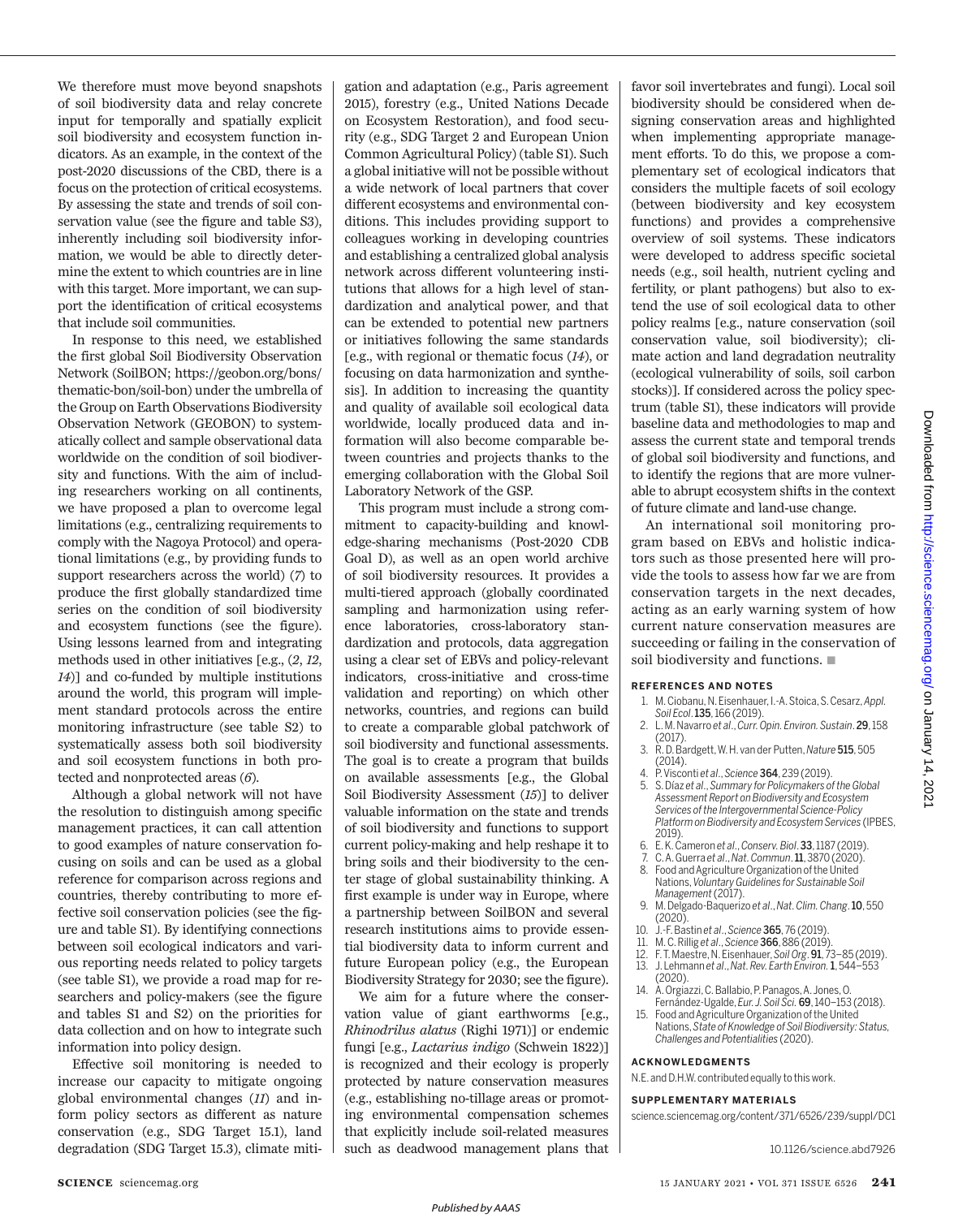We therefore must move beyond snapshots of soil biodiversity data and relay concrete input for temporally and spatially explicit soil biodiversity and ecosystem function indicators. As an example, in the context of the post-2020 discussions of the CBD, there is a focus on the protection of critical ecosystems. By assessing the state and trends of soil conservation value (see the figure and table S3), inherently including soil biodiversity information, we would be able to directly determine the extent to which countries are in line with this target. More important, we can support the identification of critical ecosystems that include soil communities.

In response to this need, we established the first global Soil Biodiversity Observation Network (SoilBON; https://geobon.org/bons/thematic-bon/soil-bon) under the umbrella of the Group on Earth Observations Biodiversity Observation Network (GEOBON) to systematically collect and sample observational data worldwide on the condition of soil biodiversity and functions. With the aim of including researchers working on all continents, we have proposed a plan to overcome legal limitations (e.g., centralizing requirements to comply with the Nagoya Protocol) and operational limitations (e.g., by providing funds to support researchers across the world) (*7*) to produce the first globally standardized time series on the condition of soil biodiversity and ecosystem functions (see the figure). Using lessons learned from and integrating methods used in other initiatives [e.g., (*2*, *12*, *14*)] and co-funded by multiple institutions around the world, this program will implement standard protocols across the entire monitoring infrastructure (see table S2) to systematically assess both soil biodiversity and soil ecosystem functions in both protected and nonprotected areas (*6*).

Although a global network will not have the resolution to distinguish among specific management practices, it can call attention to good examples of nature conservation focusing on soils and can be used as a global reference for comparison across regions and countries, thereby contributing to more effective soil conservation policies (see the figure and table S1). By identifying connections between soil ecological indicators and various reporting needs related to policy targets (see table S1), we provide a road map for researchers and policy-makers (see the figure and tables S1 and S2) on the priorities for data collection and on how to integrate such information into policy design.

Effective soil monitoring is needed to increase our capacity to mitigate ongoing global environmental changes (*11*) and inform policy sectors as different as nature conservation (e.g., SDG Target 15.1), land degradation (SDG Target 15.3), climate mitigation and adaptation (e.g., Paris agreement 2015), forestry (e.g., United Nations Decade on Ecosystem Restoration), and food security (e.g., SDG Target 2 and European Union Common Agricultural Policy) (table S1). Such a global initiative will not be possible without a wide network of local partners that cover different ecosystems and environmental conditions. This includes providing support to colleagues working in developing countries and establishing a centralized global analysis network across different volunteering institutions that allows for a high level of standardization and analytical power, and that can be extended to potential new partners or initiatives following the same standards [e.g., with regional or thematic focus (*14*), or focusing on data harmonization and synthesis]. In addition to increasing the quantity and quality of available soil ecological data worldwide, locally produced data and information will also become comparable between countries and projects thanks to the emerging collaboration with the Global Soil Laboratory Network of the GSP.

This program must include a strong commitment to capacity-building and knowledge-sharing mechanisms (Post-2020 CDB Goal D), as well as an open world archive of soil biodiversity resources. It provides a multi-tiered approach (globally coordinated sampling and harmonization using reference laboratories, cross-laboratory standardization and protocols, data aggregation using a clear set of EBVs and policy-relevant indicators, cross-initiative and cross-time validation and reporting) on which other networks, countries, and regions can build to create a comparable global patchwork of soil biodiversity and functional assessments. The goal is to create a program that builds on available assessments [e.g., the Global Soil Biodiversity Assessment (*15*)] to deliver valuable information on the state and trends of soil biodiversity and functions to support current policy-making and help reshape it to bring soils and their biodiversity to the center stage of global sustainability thinking. A first example is under way in Europe, where a partnership between SoilBON and several research institutions aims to provide essential biodiversity data to inform current and future European policy (e.g., the European Biodiversity Strategy for 2030; see the figure).

We aim for a future where the conservation value of giant earthworms [e.g., *Rhinodrilus alatus* (Righi 1971)] or endemic fungi [e.g., *Lactarius indigo* (Schwein 1822)] is recognized and their ecology is properly protected by nature conservation measures (e.g., establishing no-tillage areas or promoting environmental compensation schemes that explicitly include soil-related measures such as deadwood management plans that favor soil invertebrates and fungi). Local soil biodiversity should be considered when designing conservation areas and highlighted when implementing appropriate management efforts. To do this, we propose a complementary set of ecological indicators that considers the multiple facets of soil ecology (between biodiversity and key ecosystem functions) and provides a comprehensive overview of soil systems. These indicators were developed to address specific societal needs (e.g., soil health, nutrient cycling and fertility, or plant pathogens) but also to extend the use of soil ecological data to other policy realms [e.g., nature conservation (soil conservation value, soil biodiversity); climate action and land degradation neutrality (ecological vulnerability of soils, soil carbon stocks)]. If considered across the policy spectrum (table S1), these indicators will provide baseline data and methodologies to map and assess the current state and temporal trends of global soil biodiversity and functions, and to identify the regions that are more vulnerable to abrupt ecosystem shifts in the context of future climate and land-use change.

An international soil monitoring program based on EBVs and holistic indicators such as those presented here will provide the tools to assess how far we are from conservation targets in the next decades, acting as an early warning system of how current nature conservation measures are succeeding or failing in the conservation of soil biodiversity and functions. ■

## REFERENCES AND NOTES

1. M. Ciobanu, N. Eisenhauer, I.-A. Stoica, S. Cesarz, *Appl. Soil Ecol*. **135**, 166 (2019).
2. L. M. Navarro *et al*., *Curr. Opin. Environ. Sustain*. **29**, 158 (2017).
3. R. D. Bardgett, W. H. van der Putten, *Nature* **515**, 505 (2014).
4. P. Visconti *et al*., *Science* **364**, 239 (2019).
5. S. Díaz *et al*., *Summary for Policymakers of the Global Assessment Report on Biodiversity and Ecosystem Services of the Intergovernmental Science-Policy Platform on Biodiversity and Ecosystem Services* (IPBES, 2019).
6. E. K. Cameron *et al*., *Conserv. Biol*. **33**, 1187 (2019).
7. C. A. Guerra *et al*., *Nat. Commun*. **11**, 3870 (2020).
8. Food and Agriculture Organization of the United Nations, *Voluntary Guidelines for Sustainable Soil Management* (2017).
9. M. Delgado-Baquerizo *et al*., *Nat. Clim. Chang*. **10**, 550 (2020).
10. J.-F. Bastin *et al*., *Science* **365**, 76 (2019).
11. M. C. Rillig *et al*., *Science* **366**, 886 (2019).
12. F. T. Maestre, N. Eisenhauer, *Soil Org*. **91**, 73–85 (2019).
13. J. Lehmann *et al*., *Nat. Rev. Earth Environ*. **1**, 544–553 (2020).
14. A. Orgiazzi, C. Ballabio, P. Panagos, A. Jones, O. Fernández-Ugalde, *Eur. J. Soil Sci*. **69**, 140–153 (2018).
15. Food and Agriculture Organization of the United Nations, *State of Knowledge of Soil Biodiversity: Status, Challenges and Potentialities* (2020).

## ACKNOWLEDGMENTS

N.E. and D.H.W. contributed equally to this work.

## SUPPLEMENTARY MATERIALS

science.sciencemag.org/content/371/6526/239/suppl/DC1

10.1126/science.abd7926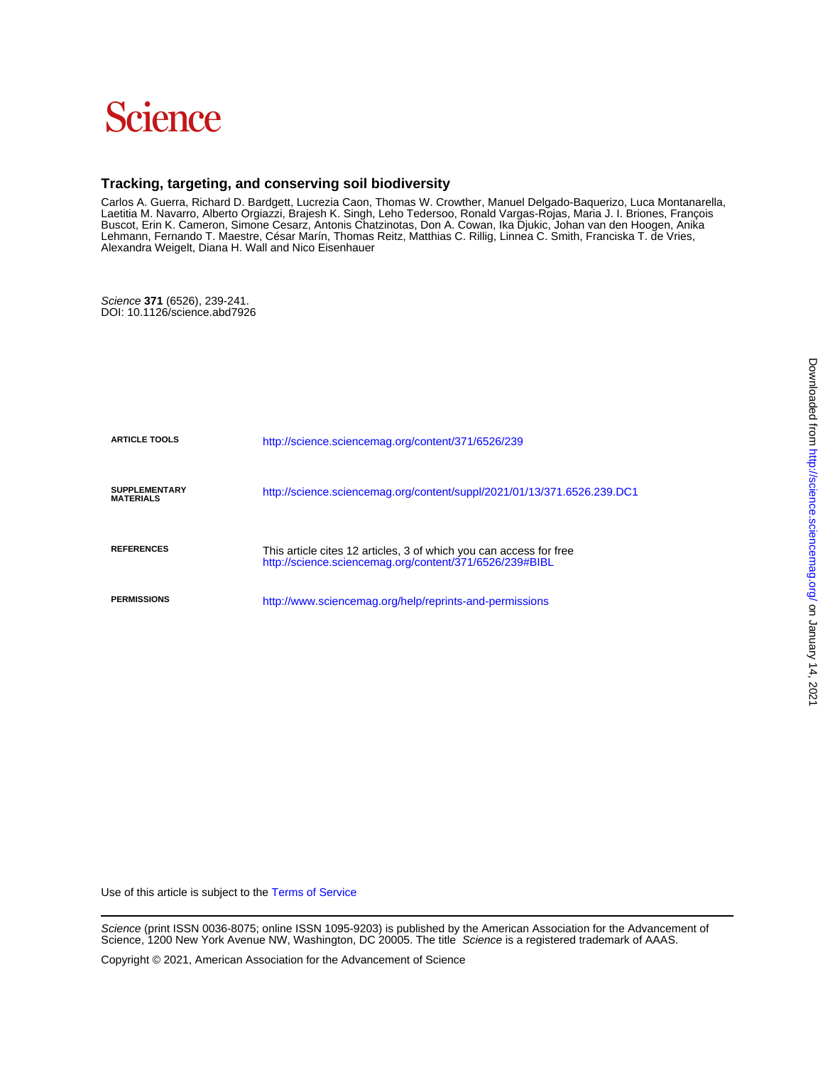# Science

## Tracking, targeting, and conserving soil biodiversity

Carlos A. Guerra, Richard D. Bardgett, Lucrezia Caon, Thomas W. Crowther, Manuel Delgado-Baquerizo, Luca Montanarella, Laetitia M. Navarro, Alberto Orgiazzi, Brajesh K. Singh, Leho Tedersoo, Ronald Vargas-Rojas, Maria J. I. Briones, François Buscot, Erin K. Cameron, Simone Cesarz, Antonis Chatzinotas, Don A. Cowan, Ika Djukic, Johan van den Hoogen, Anika Lehmann, Fernando T. Maestre, César Marín, Thomas Reitz, Matthias C. Rillig, Linnea C. Smith, Franciska T. de Vries, Alexandra Weigelt, Diana H. Wall and Nico Eisenhauer

*Science* **371** (6526), 239-241.
DOI: 10.1126/science.abd7926

| | |
|---|---|
| **ARTICLE TOOLS** | http://science.sciencemag.org/content/371/6526/239 |
| **SUPPLEMENTARY MATERIALS** | http://science.sciencemag.org/content/suppl/2021/01/13/371.6526.239.DC1 |
| **REFERENCES** | This article cites 12 articles, 3 of which you can access for free http://science.sciencemag.org/content/371/6526/239#BIBL |
| **PERMISSIONS** | http://www.sciencemag.org/help/reprints-and-permissions |

Use of this article is subject to the Terms of Service

*Science* (print ISSN 0036-8075; online ISSN 1095-9203) is published by the American Association for the Advancement of Science, 1200 New York Avenue NW, Washington, DC 20005. The title *Science* is a registered trademark of AAAS.

Copyright © 2021, American Association for the Advancement of Science

Downloaded from http://science.sciencemag.org/ on January 14, 2021